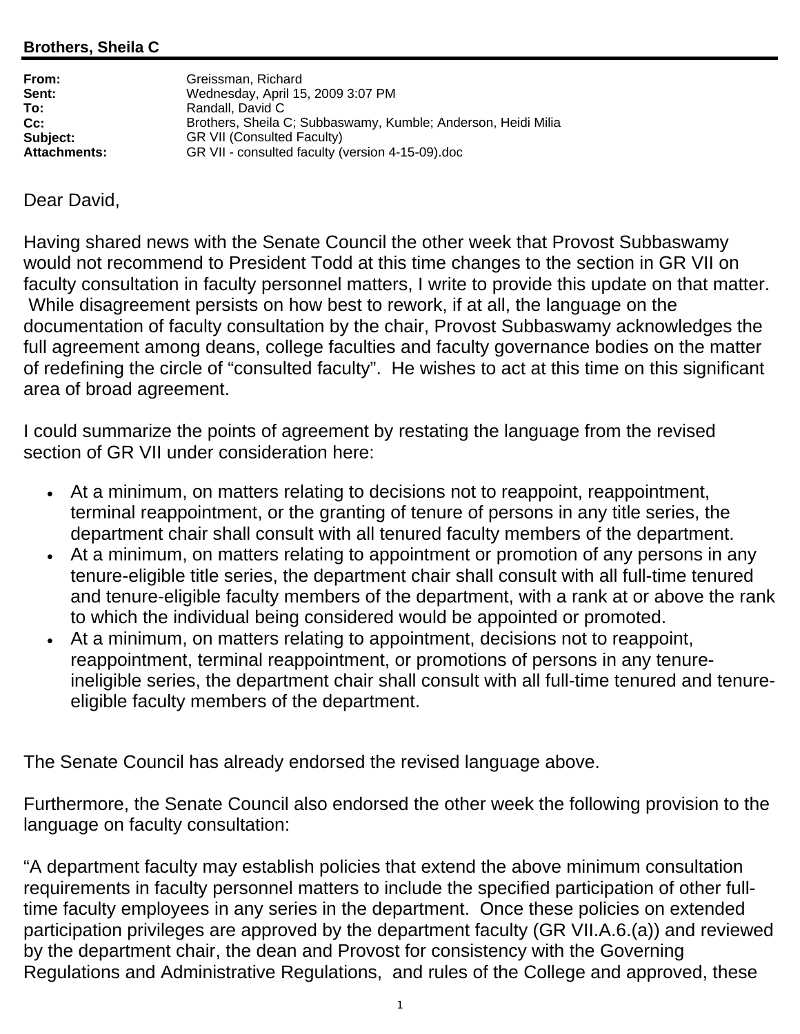**Brothers, Sheila C**

| | |
|---|---|
| **From:** | Greissman, Richard |
| **Sent:** | Wednesday, April 15, 2009 3:07 PM |
| **To:** | Randall, David C |
| **Cc:** | Brothers, Sheila C; Subbaswamy, Kumble; Anderson, Heidi Milia |
| **Subject:** | GR VII (Consulted Faculty) |
| **Attachments:** | GR VII - consulted faculty (version 4-15-09).doc |

Dear David,

Having shared news with the Senate Council the other week that Provost Subbaswamy would not recommend to President Todd at this time changes to the section in GR VII on faculty consultation in faculty personnel matters, I write to provide this update on that matter. While disagreement persists on how best to rework, if at all, the language on the documentation of faculty consultation by the chair, Provost Subbaswamy acknowledges the full agreement among deans, college faculties and faculty governance bodies on the matter of redefining the circle of "consulted faculty". He wishes to act at this time on this significant area of broad agreement.

I could summarize the points of agreement by restating the language from the revised section of GR VII under consideration here:

- At a minimum, on matters relating to decisions not to reappoint, reappointment, terminal reappointment, or the granting of tenure of persons in any title series, the department chair shall consult with all tenured faculty members of the department.
- At a minimum, on matters relating to appointment or promotion of any persons in any tenure-eligible title series, the department chair shall consult with all full-time tenured and tenure-eligible faculty members of the department, with a rank at or above the rank to which the individual being considered would be appointed or promoted.
- At a minimum, on matters relating to appointment, decisions not to reappoint, reappointment, terminal reappointment, or promotions of persons in any tenure-ineligible series, the department chair shall consult with all full-time tenured and tenure-eligible faculty members of the department.

The Senate Council has already endorsed the revised language above.

Furthermore, the Senate Council also endorsed the other week the following provision to the language on faculty consultation:

"A department faculty may establish policies that extend the above minimum consultation requirements in faculty personnel matters to include the specified participation of other full-time faculty employees in any series in the department. Once these policies on extended participation privileges are approved by the department faculty (GR VII.A.6.(a)) and reviewed by the department chair, the dean and Provost for consistency with the Governing Regulations and Administrative Regulations, and rules of the College and approved, these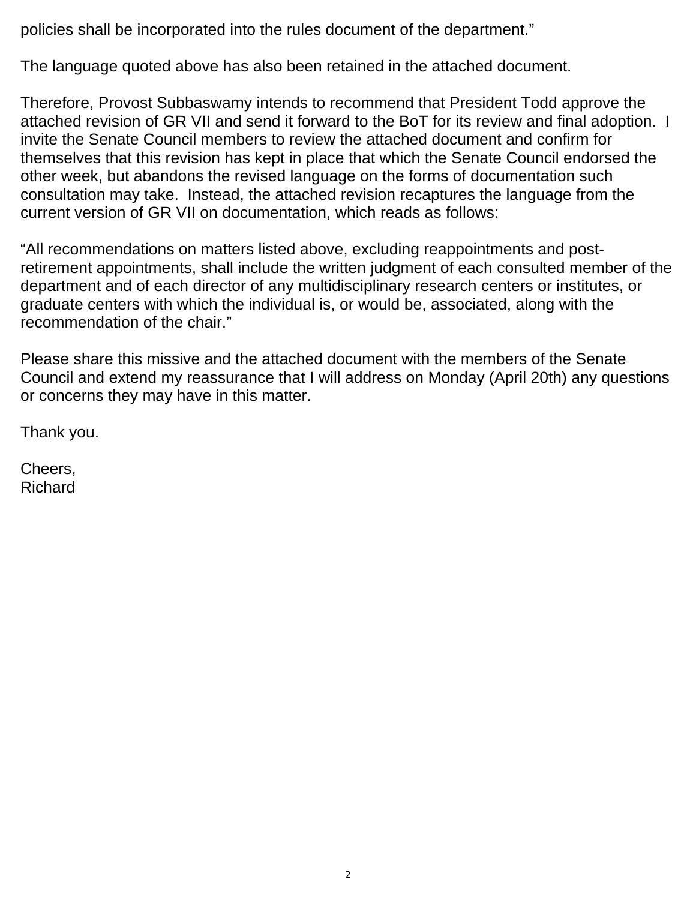policies shall be incorporated into the rules document of the department."

The language quoted above has also been retained in the attached document.

Therefore, Provost Subbaswamy intends to recommend that President Todd approve the attached revision of GR VII and send it forward to the BoT for its review and final adoption. I invite the Senate Council members to review the attached document and confirm for themselves that this revision has kept in place that which the Senate Council endorsed the other week, but abandons the revised language on the forms of documentation such consultation may take. Instead, the attached revision recaptures the language from the current version of GR VII on documentation, which reads as follows:

"All recommendations on matters listed above, excluding reappointments and post-retirement appointments, shall include the written judgment of each consulted member of the department and of each director of any multidisciplinary research centers or institutes, or graduate centers with which the individual is, or would be, associated, along with the recommendation of the chair."

Please share this missive and the attached document with the members of the Senate Council and extend my reassurance that I will address on Monday (April 20th) any questions or concerns they may have in this matter.

Thank you.

Cheers,
Richard